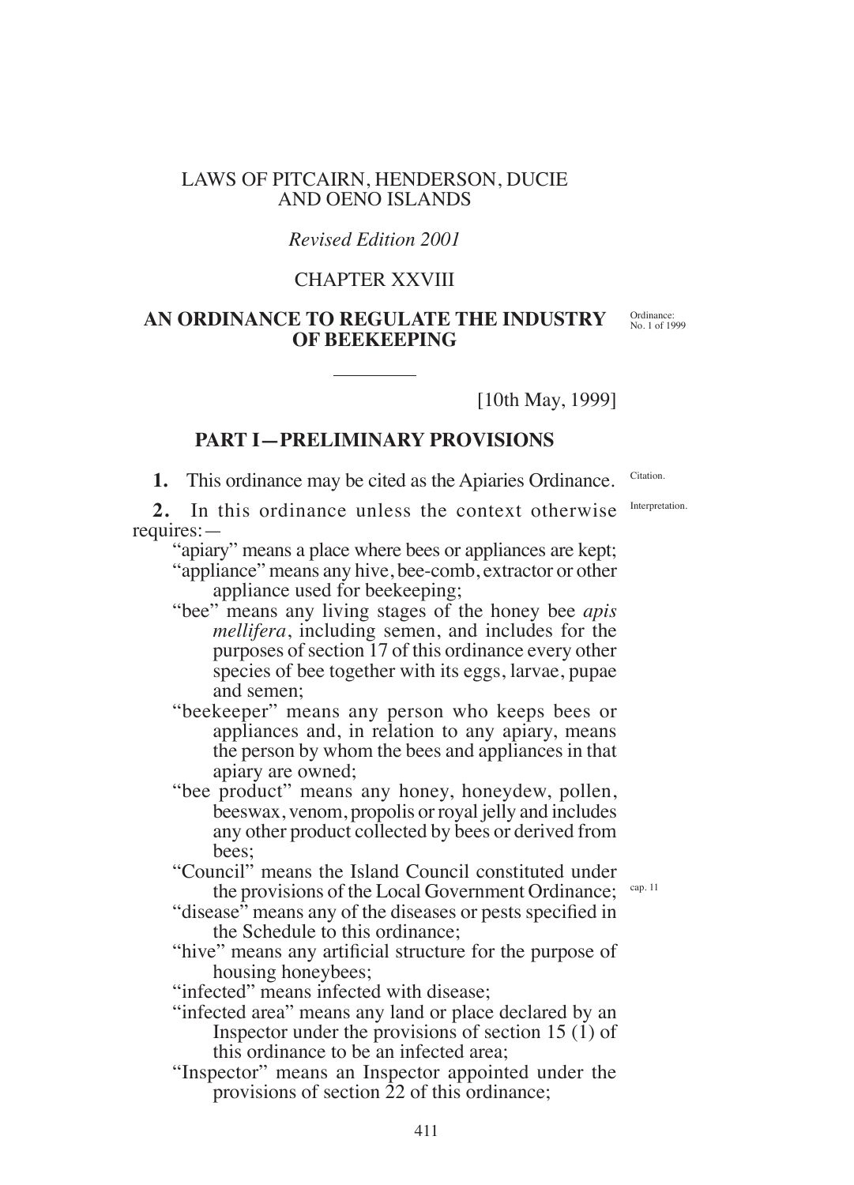LAWS OF PITCAIRN, HENDERSON, DUCIE AND OENO ISLANDS

*Revised Edition 2001*

CHAPTER XXVIII

# AN ORDINANCE TO REGULATE THE INDUSTRY OF BEEKEEPING

Ordinance: No. 1 of 1999

[10th May, 1999]

## PART I—PRELIMINARY PROVISIONS

Citation.

**1.** This ordinance may be cited as the Apiaries Ordinance.

Interpretation.

**2.** In this ordinance unless the context otherwise requires:—

"apiary" means a place where bees or appliances are kept;

"appliance" means any hive, bee-comb, extractor or other appliance used for beekeeping;

"bee" means any living stages of the honey bee *apis mellifera*, including semen, and includes for the purposes of section 17 of this ordinance every other species of bee together with its eggs, larvae, pupae and semen;

"beekeeper" means any person who keeps bees or appliances and, in relation to any apiary, means the person by whom the bees and appliances in that apiary are owned;

"bee product" means any honey, honeydew, pollen, beeswax, venom, propolis or royal jelly and includes any other product collected by bees or derived from bees;

"Council" means the Island Council constituted under the provisions of the Local Government Ordinance; (cap. 11)

"disease" means any of the diseases or pests specified in the Schedule to this ordinance;

"hive" means any artificial structure for the purpose of housing honeybees;

"infected" means infected with disease;

"infected area" means any land or place declared by an Inspector under the provisions of section 15 (1) of this ordinance to be an infected area;

"Inspector" means an Inspector appointed under the provisions of section 22 of this ordinance;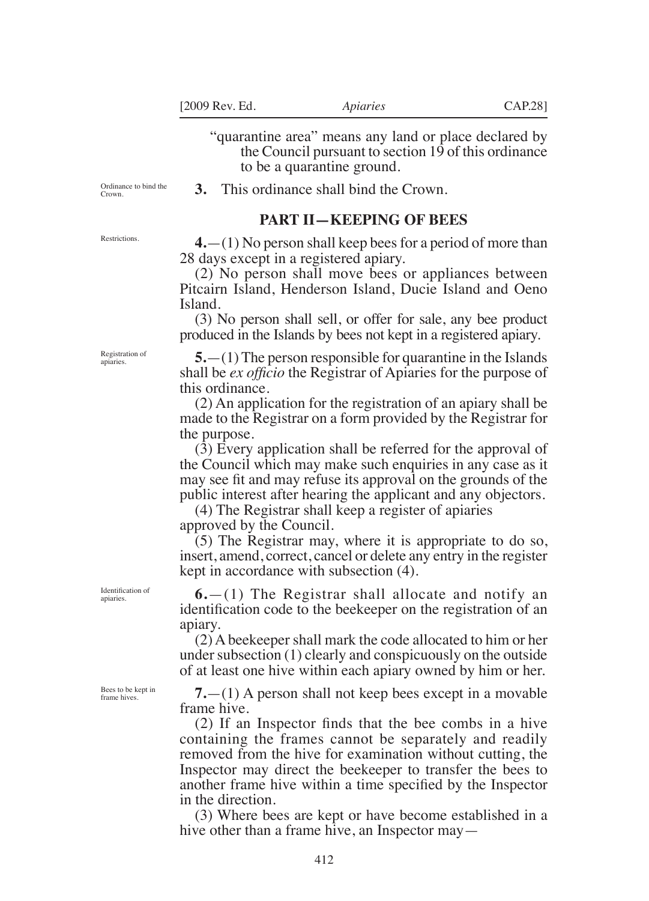"quarantine area" means any land or place declared by the Council pursuant to section 19 of this ordinance to be a quarantine ground.

Ordinance to bind the Crown.

**3.** This ordinance shall bind the Crown.

## PART II—KEEPING OF BEES

Restrictions.

**4.**—(1) No person shall keep bees for a period of more than 28 days except in a registered apiary.

(2) No person shall move bees or appliances between Pitcairn Island, Henderson Island, Ducie Island and Oeno Island.

(3) No person shall sell, or offer for sale, any bee product produced in the Islands by bees not kept in a registered apiary.

Registration of apiaries.

**5.**—(1) The person responsible for quarantine in the Islands shall be *ex officio* the Registrar of Apiaries for the purpose of this ordinance.

(2) An application for the registration of an apiary shall be made to the Registrar on a form provided by the Registrar for the purpose.

(3) Every application shall be referred for the approval of the Council which may make such enquiries in any case as it may see fit and may refuse its approval on the grounds of the public interest after hearing the applicant and any objectors.

(4) The Registrar shall keep a register of apiaries approved by the Council.

(5) The Registrar may, where it is appropriate to do so, insert, amend, correct, cancel or delete any entry in the register kept in accordance with subsection (4).

Identification of apiaries.

**6.**—(1) The Registrar shall allocate and notify an identification code to the beekeeper on the registration of an apiary.

(2) A beekeeper shall mark the code allocated to him or her under subsection (1) clearly and conspicuously on the outside of at least one hive within each apiary owned by him or her.

Bees to be kept in frame hives.

**7.**—(1) A person shall not keep bees except in a movable frame hive.

(2) If an Inspector finds that the bee combs in a hive containing the frames cannot be separately and readily removed from the hive for examination without cutting, the Inspector may direct the beekeeper to transfer the bees to another frame hive within a time specified by the Inspector in the direction.

(3) Where bees are kept or have become established in a hive other than a frame hive, an Inspector may—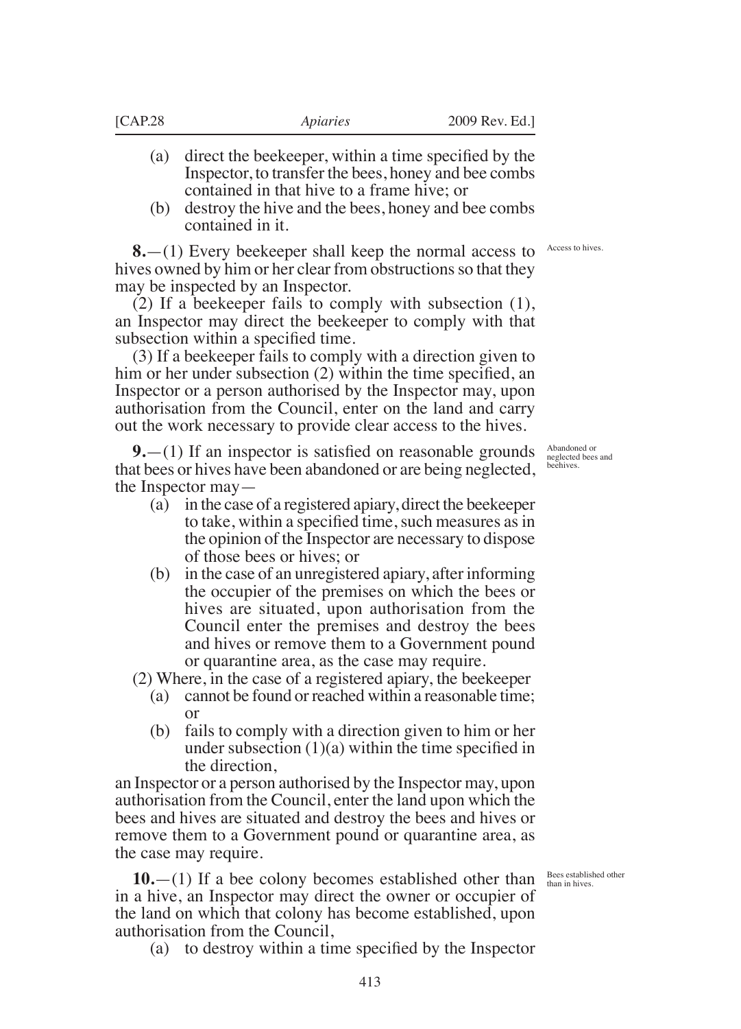(a) direct the beekeeper, within a time specified by the Inspector, to transfer the bees, honey and bee combs contained in that hive to a frame hive; or

(b) destroy the hive and the bees, honey and bee combs contained in it.

Access to hives.

**8.**—(1) Every beekeeper shall keep the normal access to hives owned by him or her clear from obstructions so that they may be inspected by an Inspector.

(2) If a beekeeper fails to comply with subsection (1), an Inspector may direct the beekeeper to comply with that subsection within a specified time.

(3) If a beekeeper fails to comply with a direction given to him or her under subsection (2) within the time specified, an Inspector or a person authorised by the Inspector may, upon authorisation from the Council, enter on the land and carry out the work necessary to provide clear access to the hives.

Abandoned or neglected bees and beehives.

**9.**—(1) If an inspector is satisfied on reasonable grounds that bees or hives have been abandoned or are being neglected, the Inspector may—

(a) in the case of a registered apiary, direct the beekeeper to take, within a specified time, such measures as in the opinion of the Inspector are necessary to dispose of those bees or hives; or

(b) in the case of an unregistered apiary, after informing the occupier of the premises on which the bees or hives are situated, upon authorisation from the Council enter the premises and destroy the bees and hives or remove them to a Government pound or quarantine area, as the case may require.

(2) Where, in the case of a registered apiary, the beekeeper

(a) cannot be found or reached within a reasonable time; or

(b) fails to comply with a direction given to him or her under subsection (1)(a) within the time specified in the direction,

an Inspector or a person authorised by the Inspector may, upon authorisation from the Council, enter the land upon which the bees and hives are situated and destroy the bees and hives or remove them to a Government pound or quarantine area, as the case may require.

Bees established other than in hives.

**10.**—(1) If a bee colony becomes established other than in a hive, an Inspector may direct the owner or occupier of the land on which that colony has become established, upon authorisation from the Council,

(a) to destroy within a time specified by the Inspector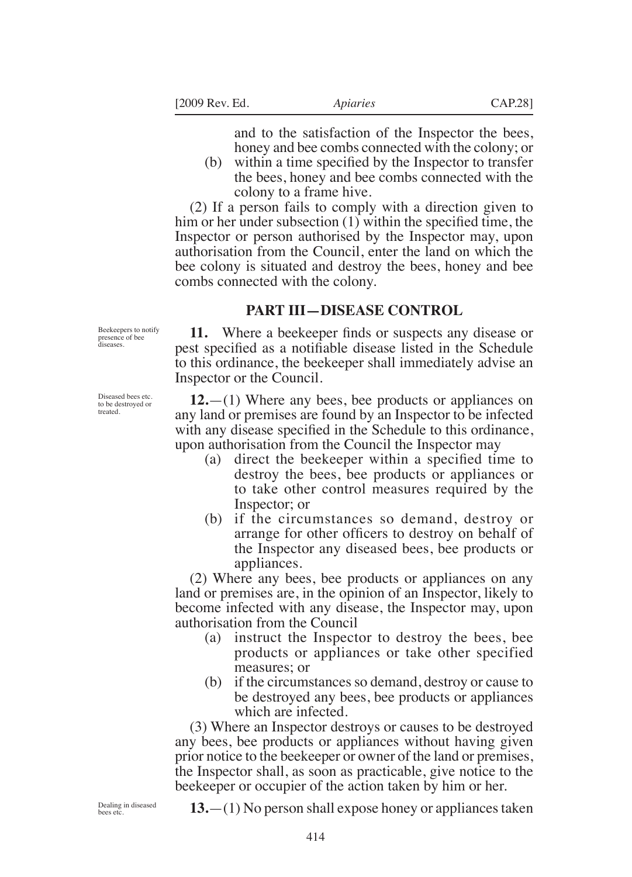and to the satisfaction of the Inspector the bees, honey and bee combs connected with the colony; or

(b) within a time specified by the Inspector to transfer the bees, honey and bee combs connected with the colony to a frame hive.

(2) If a person fails to comply with a direction given to him or her under subsection (1) within the specified time, the Inspector or person authorised by the Inspector may, upon authorisation from the Council, enter the land on which the bee colony is situated and destroy the bees, honey and bee combs connected with the colony.

## PART III—DISEASE CONTROL

*Beekeepers to notify presence of bee diseases.*

**11.** Where a beekeeper finds or suspects any disease or pest specified as a notifiable disease listed in the Schedule to this ordinance, the beekeeper shall immediately advise an Inspector or the Council.

*Diseased bees etc. to be destroyed or treated.*

**12.**—(1) Where any bees, bee products or appliances on any land or premises are found by an Inspector to be infected with any disease specified in the Schedule to this ordinance, upon authorisation from the Council the Inspector may

(a) direct the beekeeper within a specified time to destroy the bees, bee products or appliances or to take other control measures required by the Inspector; or

(b) if the circumstances so demand, destroy or arrange for other officers to destroy on behalf of the Inspector any diseased bees, bee products or appliances.

(2) Where any bees, bee products or appliances on any land or premises are, in the opinion of an Inspector, likely to become infected with any disease, the Inspector may, upon authorisation from the Council

(a) instruct the Inspector to destroy the bees, bee products or appliances or take other specified measures; or

(b) if the circumstances so demand, destroy or cause to be destroyed any bees, bee products or appliances which are infected.

(3) Where an Inspector destroys or causes to be destroyed any bees, bee products or appliances without having given prior notice to the beekeeper or owner of the land or premises, the Inspector shall, as soon as practicable, give notice to the beekeeper or occupier of the action taken by him or her.

*Dealing in diseased bees etc.*

**13.**—(1) No person shall expose honey or appliances taken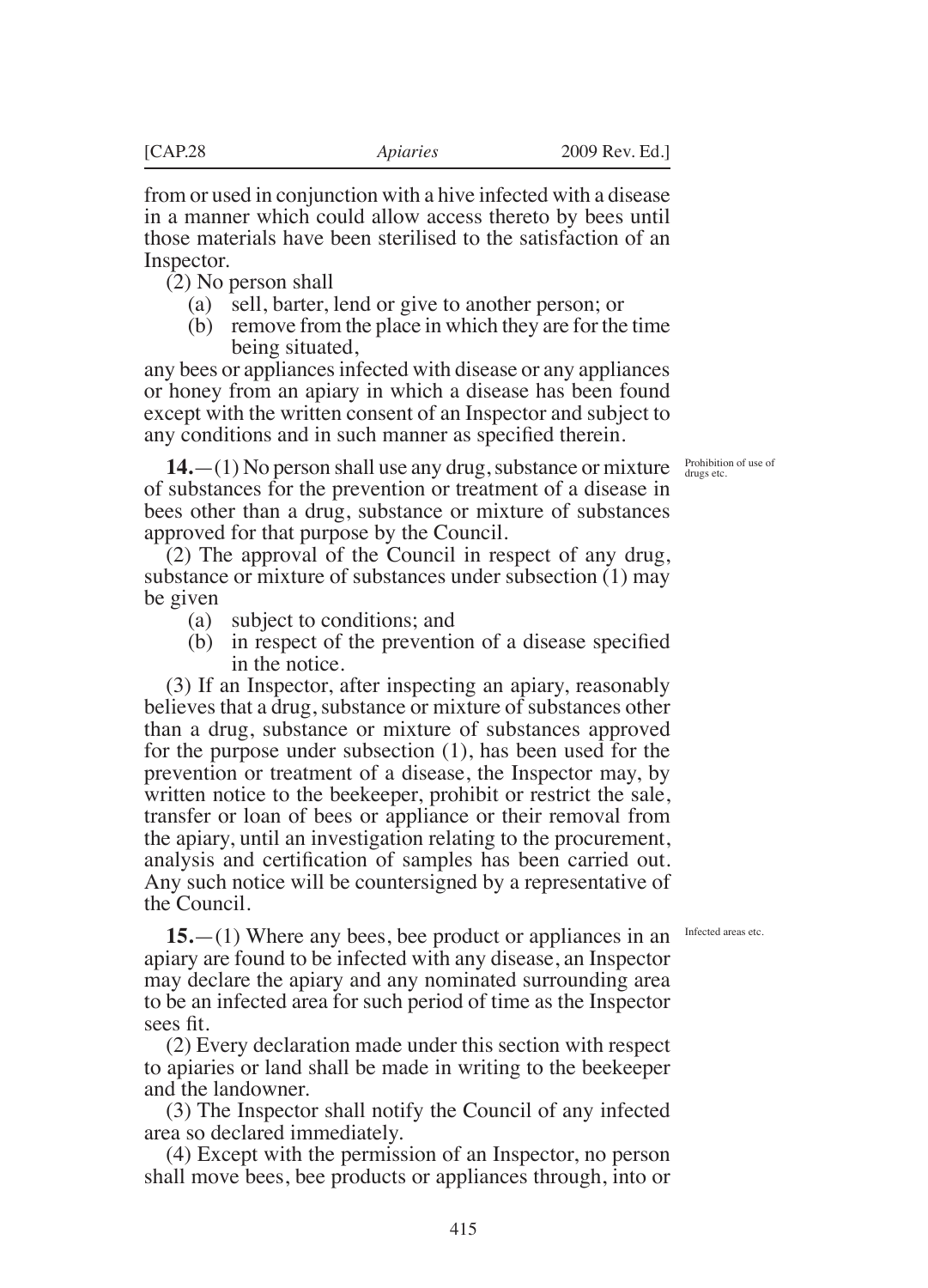from or used in conjunction with a hive infected with a disease in a manner which could allow access thereto by bees until those materials have been sterilised to the satisfaction of an Inspector.

(2) No person shall

- (a) sell, barter, lend or give to another person; or
- (b) remove from the place in which they are for the time being situated,

any bees or appliances infected with disease or any appliances or honey from an apiary in which a disease has been found except with the written consent of an Inspector and subject to any conditions and in such manner as specified therein.

*Prohibition of use of drugs etc.*

**14.**—(1) No person shall use any drug, substance or mixture of substances for the prevention or treatment of a disease in bees other than a drug, substance or mixture of substances approved for that purpose by the Council.

(2) The approval of the Council in respect of any drug, substance or mixture of substances under subsection (1) may be given

- (a) subject to conditions; and
- (b) in respect of the prevention of a disease specified in the notice.

(3) If an Inspector, after inspecting an apiary, reasonably believes that a drug, substance or mixture of substances other than a drug, substance or mixture of substances approved for the purpose under subsection (1), has been used for the prevention or treatment of a disease, the Inspector may, by written notice to the beekeeper, prohibit or restrict the sale, transfer or loan of bees or appliance or their removal from the apiary, until an investigation relating to the procurement, analysis and certification of samples has been carried out. Any such notice will be countersigned by a representative of the Council.

*Infected areas etc.*

**15.**—(1) Where any bees, bee product or appliances in an apiary are found to be infected with any disease, an Inspector may declare the apiary and any nominated surrounding area to be an infected area for such period of time as the Inspector sees fit.

(2) Every declaration made under this section with respect to apiaries or land shall be made in writing to the beekeeper and the landowner.

(3) The Inspector shall notify the Council of any infected area so declared immediately.

(4) Except with the permission of an Inspector, no person shall move bees, bee products or appliances through, into or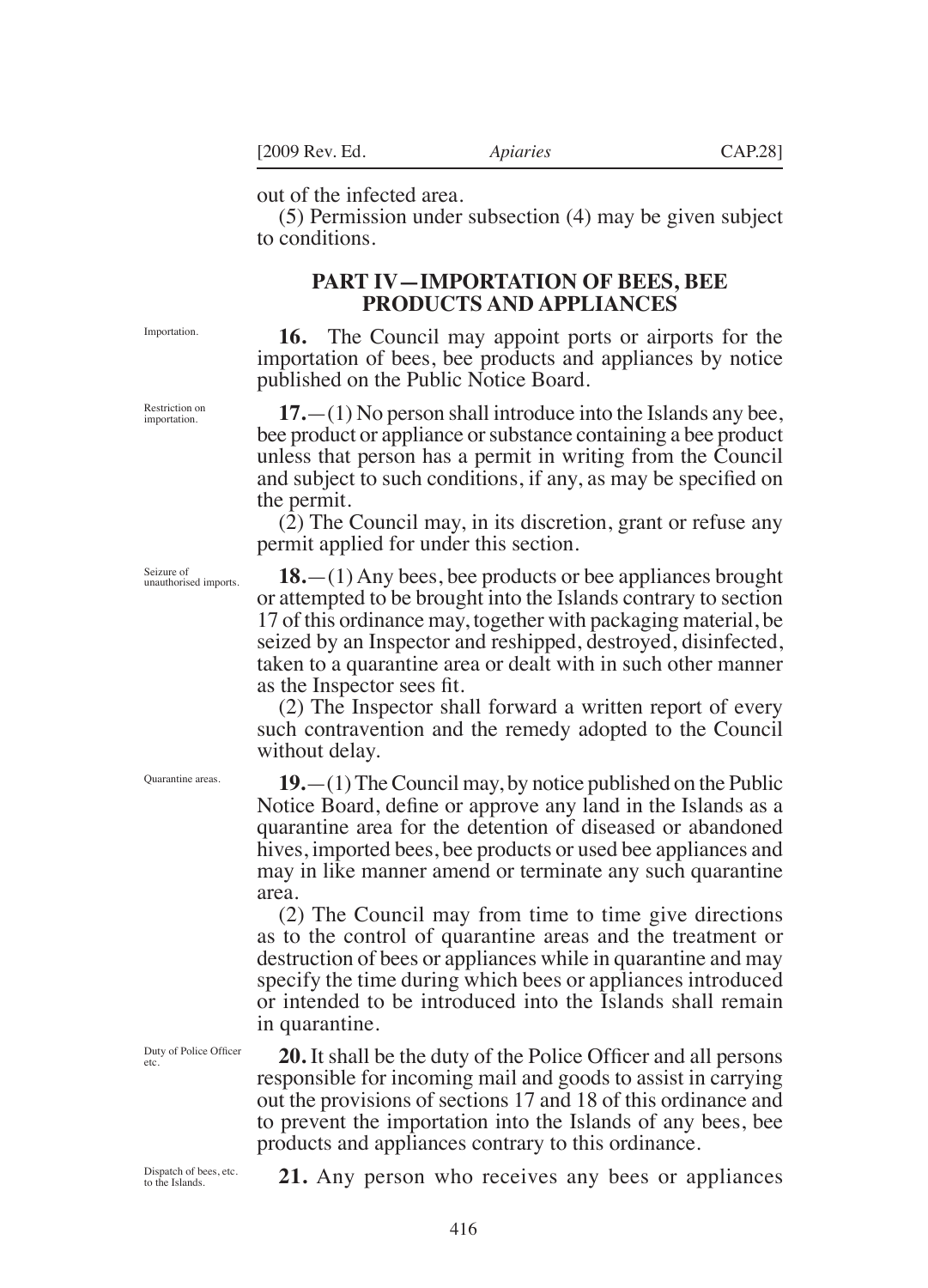out of the infected area.

(5) Permission under subsection (4) may be given subject to conditions.

## PART IV—IMPORTATION OF BEES, BEE PRODUCTS AND APPLIANCES

Importation.

**16.** The Council may appoint ports or airports for the importation of bees, bee products and appliances by notice published on the Public Notice Board.

Restriction on importation.

**17.**—(1) No person shall introduce into the Islands any bee, bee product or appliance or substance containing a bee product unless that person has a permit in writing from the Council and subject to such conditions, if any, as may be specified on the permit.

(2) The Council may, in its discretion, grant or refuse any permit applied for under this section.

Seizure of unauthorised imports.

**18.**—(1) Any bees, bee products or bee appliances brought or attempted to be brought into the Islands contrary to section 17 of this ordinance may, together with packaging material, be seized by an Inspector and reshipped, destroyed, disinfected, taken to a quarantine area or dealt with in such other manner as the Inspector sees fit.

(2) The Inspector shall forward a written report of every such contravention and the remedy adopted to the Council without delay.

Quarantine areas.

**19.**—(1) The Council may, by notice published on the Public Notice Board, define or approve any land in the Islands as a quarantine area for the detention of diseased or abandoned hives, imported bees, bee products or used bee appliances and may in like manner amend or terminate any such quarantine area.

(2) The Council may from time to time give directions as to the control of quarantine areas and the treatment or destruction of bees or appliances while in quarantine and may specify the time during which bees or appliances introduced or intended to be introduced into the Islands shall remain in quarantine.

Duty of Police Officer etc.

**20.** It shall be the duty of the Police Officer and all persons responsible for incoming mail and goods to assist in carrying out the provisions of sections 17 and 18 of this ordinance and to prevent the importation into the Islands of any bees, bee products and appliances contrary to this ordinance.

Dispatch of bees, etc. to the Islands.

**21.** Any person who receives any bees or appliances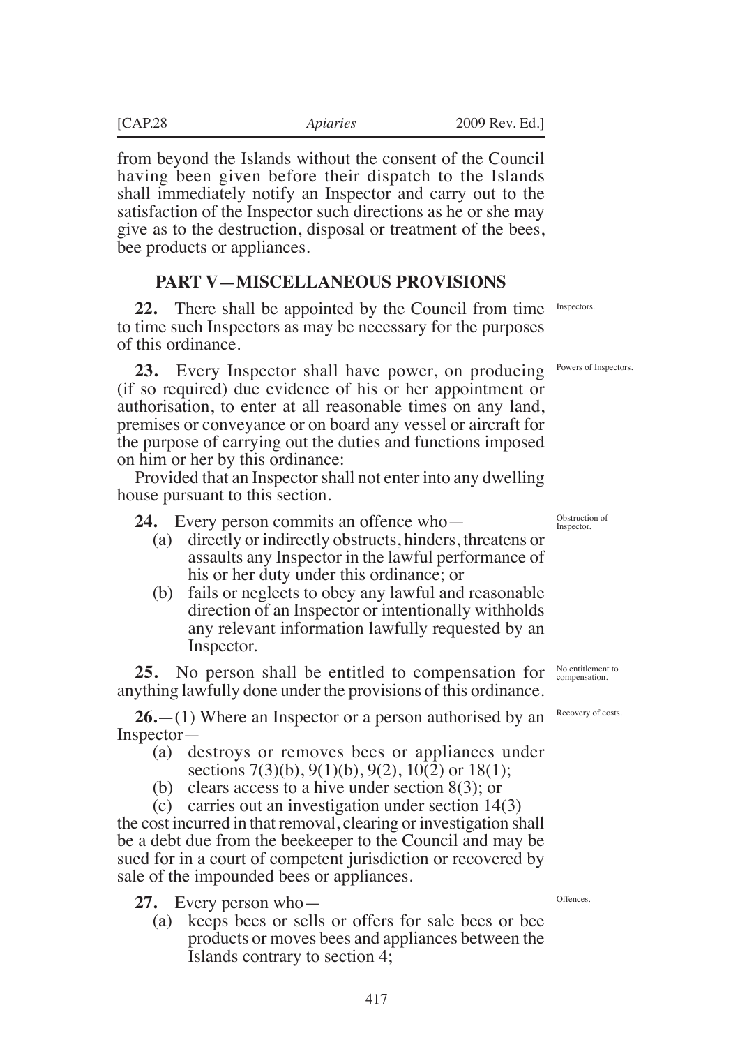from beyond the Islands without the consent of the Council having been given before their dispatch to the Islands shall immediately notify an Inspector and carry out to the satisfaction of the Inspector such directions as he or she may give as to the destruction, disposal or treatment of the bees, bee products or appliances.

## PART V—MISCELLANEOUS PROVISIONS

Inspectors.

**22.** There shall be appointed by the Council from time to time such Inspectors as may be necessary for the purposes of this ordinance.

Powers of Inspectors.

**23.** Every Inspector shall have power, on producing (if so required) due evidence of his or her appointment or authorisation, to enter at all reasonable times on any land, premises or conveyance or on board any vessel or aircraft for the purpose of carrying out the duties and functions imposed on him or her by this ordinance:

Provided that an Inspector shall not enter into any dwelling house pursuant to this section.

Obstruction of Inspector.

**24.** Every person commits an offence who—

(a) directly or indirectly obstructs, hinders, threatens or assaults any Inspector in the lawful performance of his or her duty under this ordinance; or

(b) fails or neglects to obey any lawful and reasonable direction of an Inspector or intentionally withholds any relevant information lawfully requested by an Inspector.

No entitlement to compensation.

**25.** No person shall be entitled to compensation for anything lawfully done under the provisions of this ordinance.

Recovery of costs.

**26.**—(1) Where an Inspector or a person authorised by an Inspector—

(a) destroys or removes bees or appliances under sections 7(3)(b), 9(1)(b), 9(2), 10(2) or 18(1);

(b) clears access to a hive under section 8(3); or

(c) carries out an investigation under section 14(3)

the cost incurred in that removal, clearing or investigation shall be a debt due from the beekeeper to the Council and may be sued for in a court of competent jurisdiction or recovered by sale of the impounded bees or appliances.

Offences.

**27.** Every person who—

(a) keeps bees or sells or offers for sale bees or bee products or moves bees and appliances between the Islands contrary to section 4;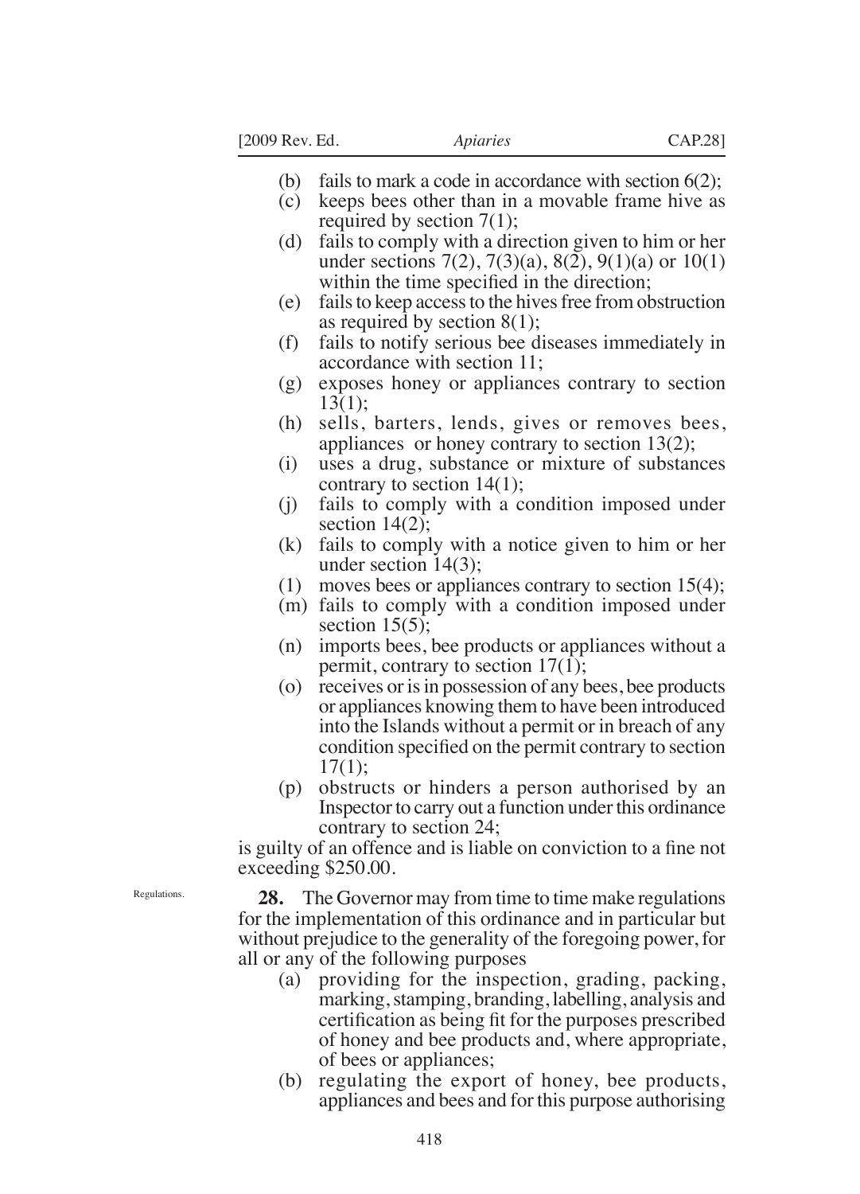- (b) fails to mark a code in accordance with section 6(2);
- (c) keeps bees other than in a movable frame hive as required by section 7(1);
- (d) fails to comply with a direction given to him or her under sections 7(2), 7(3)(a), 8(2), 9(1)(a) or 10(1) within the time specified in the direction;
- (e) fails to keep access to the hives free from obstruction as required by section 8(1);
- (f) fails to notify serious bee diseases immediately in accordance with section 11;
- (g) exposes honey or appliances contrary to section 13(1);
- (h) sells, barters, lends, gives or removes bees, appliances or honey contrary to section 13(2);
- (i) uses a drug, substance or mixture of substances contrary to section 14(1);
- (j) fails to comply with a condition imposed under section 14(2);
- (k) fails to comply with a notice given to him or her under section 14(3);
- (l) moves bees or appliances contrary to section 15(4);
- (m) fails to comply with a condition imposed under section 15(5);
- (n) imports bees, bee products or appliances without a permit, contrary to section 17(1);
- (o) receives or is in possession of any bees, bee products or appliances knowing them to have been introduced into the Islands without a permit or in breach of any condition specified on the permit contrary to section 17(1);
- (p) obstructs or hinders a person authorised by an Inspector to carry out a function under this ordinance contrary to section 24;

is guilty of an offence and is liable on conviction to a fine not exceeding $250.00.

Regulations.

**28.** The Governor may from time to time make regulations for the implementation of this ordinance and in particular but without prejudice to the generality of the foregoing power, for all or any of the following purposes

- (a) providing for the inspection, grading, packing, marking, stamping, branding, labelling, analysis and certification as being fit for the purposes prescribed of honey and bee products and, where appropriate, of bees or appliances;
- (b) regulating the export of honey, bee products, appliances and bees and for this purpose authorising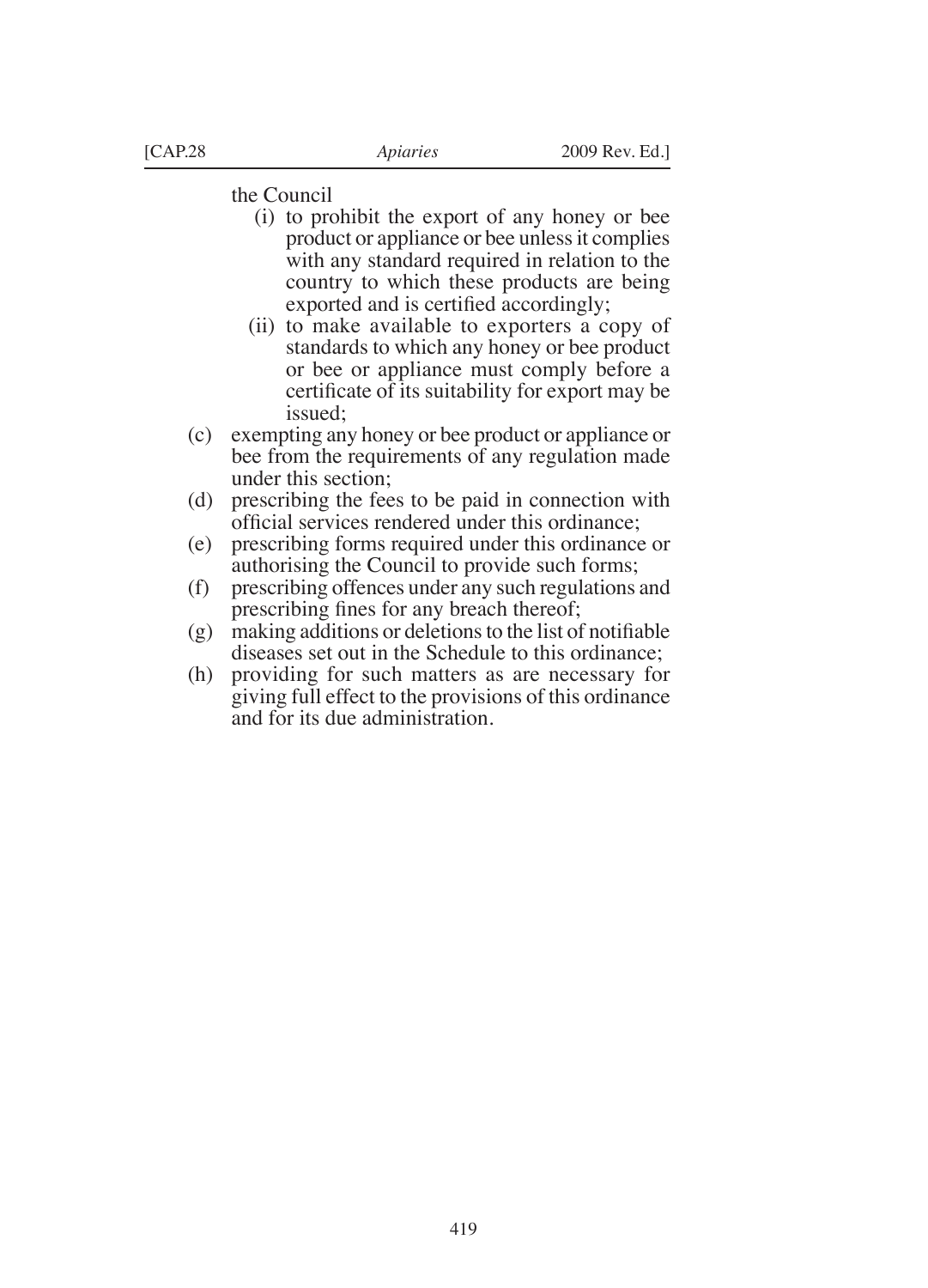the Council

   (i) to prohibit the export of any honey or bee product or appliance or bee unless it complies with any standard required in relation to the country to which these products are being exported and is certified accordingly;
   (ii) to make available to exporters a copy of standards to which any honey or bee product or bee or appliance must comply before a certificate of its suitability for export may be issued;

(c) exempting any honey or bee product or appliance or bee from the requirements of any regulation made under this section;

(d) prescribing the fees to be paid in connection with official services rendered under this ordinance;

(e) prescribing forms required under this ordinance or authorising the Council to provide such forms;

(f) prescribing offences under any such regulations and prescribing fines for any breach thereof;

(g) making additions or deletions to the list of notifiable diseases set out in the Schedule to this ordinance;

(h) providing for such matters as are necessary for giving full effect to the provisions of this ordinance and for its due administration.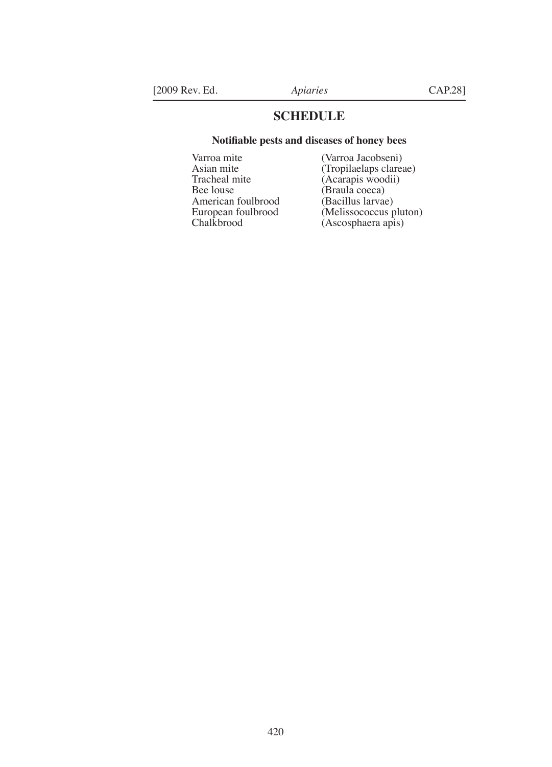# SCHEDULE

## Notifiable pests and diseases of honey bees

| | |
|---|---|
| Varroa mite | (Varroa Jacobseni) |
| Asian mite | (Tropilaelaps clareae) |
| Tracheal mite | (Acarapis woodii) |
| Bee louse | (Braula coeca) |
| American foulbrood | (Bacillus larvae) |
| European foulbrood | (Melissococcus pluton) |
| Chalkbrood | (Ascosphaera apis) |